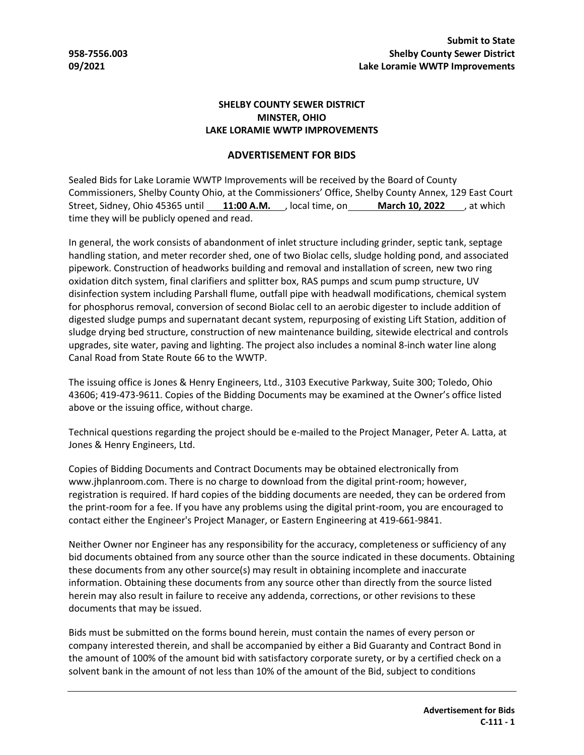**SHELBY COUNTY SEWER DISTRICT**
**MINSTER, OHIO**
**LAKE LORAMIE WWTP IMPROVEMENTS**

## ADVERTISEMENT FOR BIDS

Sealed Bids for Lake Loramie WWTP Improvements will be received by the Board of County Commissioners, Shelby County Ohio, at the Commissioners' Office, Shelby County Annex, 129 East Court Street, Sidney, Ohio 45365 until **11:00 A.M.**, local time, on **March 10, 2022**, at which time they will be publicly opened and read.

In general, the work consists of abandonment of inlet structure including grinder, septic tank, septage handling station, and meter recorder shed, one of two Biolac cells, sludge holding pond, and associated pipework. Construction of headworks building and removal and installation of screen, new two ring oxidation ditch system, final clarifiers and splitter box, RAS pumps and scum pump structure, UV disinfection system including Parshall flume, outfall pipe with headwall modifications, chemical system for phosphorus removal, conversion of second Biolac cell to an aerobic digester to include addition of digested sludge pumps and supernatant decant system, repurposing of existing Lift Station, addition of sludge drying bed structure, construction of new maintenance building, sitewide electrical and controls upgrades, site water, paving and lighting. The project also includes a nominal 8-inch water line along Canal Road from State Route 66 to the WWTP.

The issuing office is Jones & Henry Engineers, Ltd., 3103 Executive Parkway, Suite 300; Toledo, Ohio 43606; 419-473-9611. Copies of the Bidding Documents may be examined at the Owner's office listed above or the issuing office, without charge.

Technical questions regarding the project should be e-mailed to the Project Manager, Peter A. Latta, at Jones & Henry Engineers, Ltd.

Copies of Bidding Documents and Contract Documents may be obtained electronically from www.jhplanroom.com. There is no charge to download from the digital print-room; however, registration is required. If hard copies of the bidding documents are needed, they can be ordered from the print-room for a fee. If you have any problems using the digital print-room, you are encouraged to contact either the Engineer's Project Manager, or Eastern Engineering at 419-661-9841.

Neither Owner nor Engineer has any responsibility for the accuracy, completeness or sufficiency of any bid documents obtained from any source other than the source indicated in these documents. Obtaining these documents from any other source(s) may result in obtaining incomplete and inaccurate information. Obtaining these documents from any source other than directly from the source listed herein may also result in failure to receive any addenda, corrections, or other revisions to these documents that may be issued.

Bids must be submitted on the forms bound herein, must contain the names of every person or company interested therein, and shall be accompanied by either a Bid Guaranty and Contract Bond in the amount of 100% of the amount bid with satisfactory corporate surety, or by a certified check on a solvent bank in the amount of not less than 10% of the amount of the Bid, subject to conditions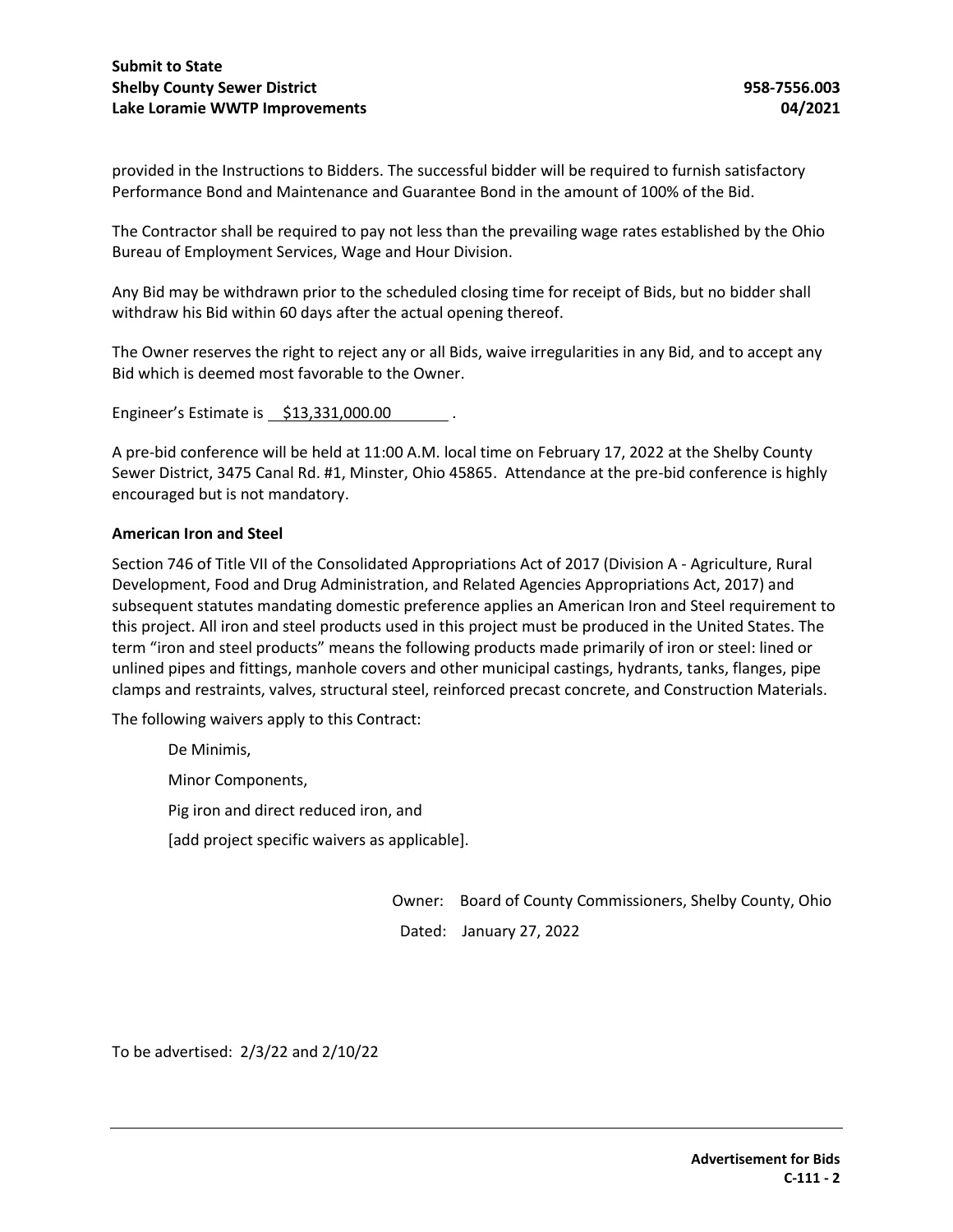provided in the Instructions to Bidders. The successful bidder will be required to furnish satisfactory Performance Bond and Maintenance and Guarantee Bond in the amount of 100% of the Bid.

The Contractor shall be required to pay not less than the prevailing wage rates established by the Ohio Bureau of Employment Services, Wage and Hour Division.

Any Bid may be withdrawn prior to the scheduled closing time for receipt of Bids, but no bidder shall withdraw his Bid within 60 days after the actual opening thereof.

The Owner reserves the right to reject any or all Bids, waive irregularities in any Bid, and to accept any Bid which is deemed most favorable to the Owner.

Engineer's Estimate is $13,331,000.00 .

A pre-bid conference will be held at 11:00 A.M. local time on February 17, 2022 at the Shelby County Sewer District, 3475 Canal Rd. #1, Minster, Ohio 45865. Attendance at the pre-bid conference is highly encouraged but is not mandatory.

**American Iron and Steel**

Section 746 of Title VII of the Consolidated Appropriations Act of 2017 (Division A - Agriculture, Rural Development, Food and Drug Administration, and Related Agencies Appropriations Act, 2017) and subsequent statutes mandating domestic preference applies an American Iron and Steel requirement to this project. All iron and steel products used in this project must be produced in the United States. The term "iron and steel products" means the following products made primarily of iron or steel: lined or unlined pipes and fittings, manhole covers and other municipal castings, hydrants, tanks, flanges, pipe clamps and restraints, valves, structural steel, reinforced precast concrete, and Construction Materials.

The following waivers apply to this Contract:

De Minimis,

Minor Components,

Pig iron and direct reduced iron, and

[add project specific waivers as applicable].

Owner: Board of County Commissioners, Shelby County, Ohio

Dated: January 27, 2022

To be advertised: 2/3/22 and 2/10/22